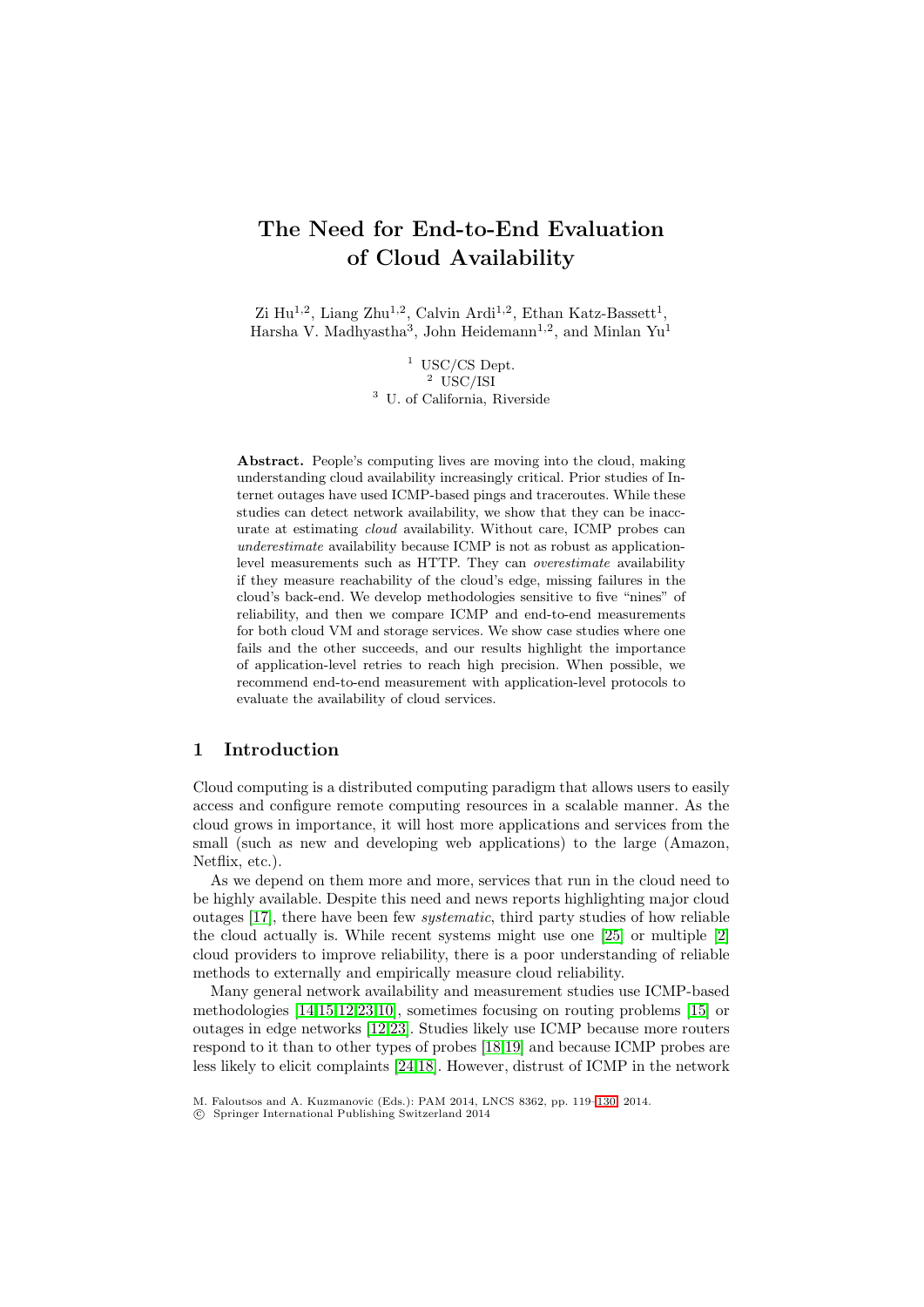# The Need for End-to-End Evaluation of Cloud Availability

Zi Hu[1,2], Liang Zhu[1,2], Calvin Ardi[1,2], Ethan Katz-Bassett[1], Harsha V. Madhyastha[3], John Heidemann[1,2], and Minlan Yu[1]

[1] USC/CS Dept.
[2] USC/ISI
[3] U. of California, Riverside

**Abstract.** People's computing lives are moving into the cloud, making understanding cloud availability increasingly critical. Prior studies of Internet outages have used ICMP-based pings and traceroutes. While these studies can detect network availability, we show that they can be inaccurate at estimating *cloud* availability. Without care, ICMP probes can *underestimate* availability because ICMP is not as robust as application-level measurements such as HTTP. They can *overestimate* availability if they measure reachability of the cloud's edge, missing failures in the cloud's back-end. We develop methodologies sensitive to five "nines" of reliability, and then we compare ICMP and end-to-end measurements for both cloud VM and storage services. We show case studies where one fails and the other succeeds, and our results highlight the importance of application-level retries to reach high precision. When possible, we recommend end-to-end measurement with application-level protocols to evaluate the availability of cloud services.

## 1 Introduction

Cloud computing is a distributed computing paradigm that allows users to easily access and configure remote computing resources in a scalable manner. As the cloud grows in importance, it will host more applications and services from the small (such as new and developing web applications) to the large (Amazon, Netflix, etc.).

As we depend on them more and more, services that run in the cloud need to be highly available. Despite this need and news reports highlighting major cloud outages [17], there have been few *systematic*, third party studies of how reliable the cloud actually is. While recent systems might use one [25] or multiple [2] cloud providers to improve reliability, there is a poor understanding of reliable methods to externally and empirically measure cloud reliability.

Many general network availability and measurement studies use ICMP-based methodologies [14,15,12,23,10], sometimes focusing on routing problems [15] or outages in edge networks [12,23]. Studies likely use ICMP because more routers respond to it than to other types of probes [18,19] and because ICMP probes are less likely to elicit complaints [24,18]. However, distrust of ICMP in the network

M. Faloutsos and A. Kuzmanovic (Eds.): PAM 2014, LNCS 8362, pp. 119–130, 2014.
© Springer International Publishing Switzerland 2014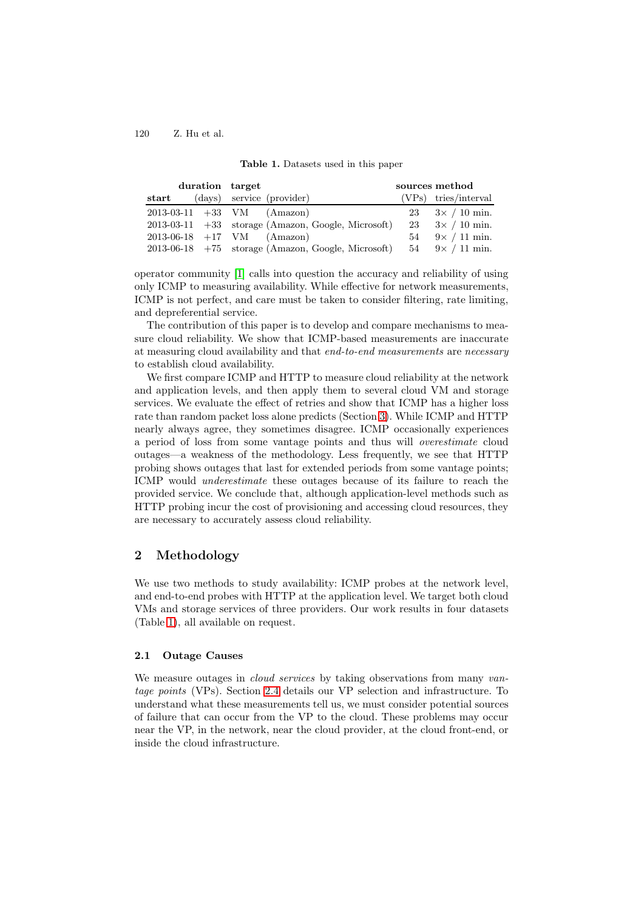Table 1. Datasets used in this paper

| start | duration (days) | target service (provider) | sources (VPs) | method tries/interval |
|---|---|---|---|---|
| 2013-03-11 | +33 | VM (Amazon) | 23 | 3× / 10 min. |
| 2013-03-11 | +33 | storage (Amazon, Google, Microsoft) | 23 | 3× / 10 min. |
| 2013-06-18 | +17 | VM (Amazon) | 54 | 9× / 11 min. |
| 2013-06-18 | +75 | storage (Amazon, Google, Microsoft) | 54 | 9× / 11 min. |

operator community [1] calls into question the accuracy and reliability of using only ICMP to measuring availability. While effective for network measurements, ICMP is not perfect, and care must be taken to consider filtering, rate limiting, and depreferential service.

The contribution of this paper is to develop and compare mechanisms to measure cloud reliability. We show that ICMP-based measurements are inaccurate at measuring cloud availability and that *end-to-end measurements* are *necessary* to establish cloud availability.

We first compare ICMP and HTTP to measure cloud reliability at the network and application levels, and then apply them to several cloud VM and storage services. We evaluate the effect of retries and show that ICMP has a higher loss rate than random packet loss alone predicts (Section 3). While ICMP and HTTP nearly always agree, they sometimes disagree. ICMP occasionally experiences a period of loss from some vantage points and thus will *overestimate* cloud outages—a weakness of the methodology. Less frequently, we see that HTTP probing shows outages that last for extended periods from some vantage points; ICMP would *underestimate* these outages because of its failure to reach the provided service. We conclude that, although application-level methods such as HTTP probing incur the cost of provisioning and accessing cloud resources, they are necessary to accurately assess cloud reliability.

## 2 Methodology

We use two methods to study availability: ICMP probes at the network level, and end-to-end probes with HTTP at the application level. We target both cloud VMs and storage services of three providers. Our work results in four datasets (Table 1), all available on request.

### 2.1 Outage Causes

We measure outages in *cloud services* by taking observations from many *vantage points* (VPs). Section 2.4 details our VP selection and infrastructure. To understand what these measurements tell us, we must consider potential sources of failure that can occur from the VP to the cloud. These problems may occur near the VP, in the network, near the cloud provider, at the cloud front-end, or inside the cloud infrastructure.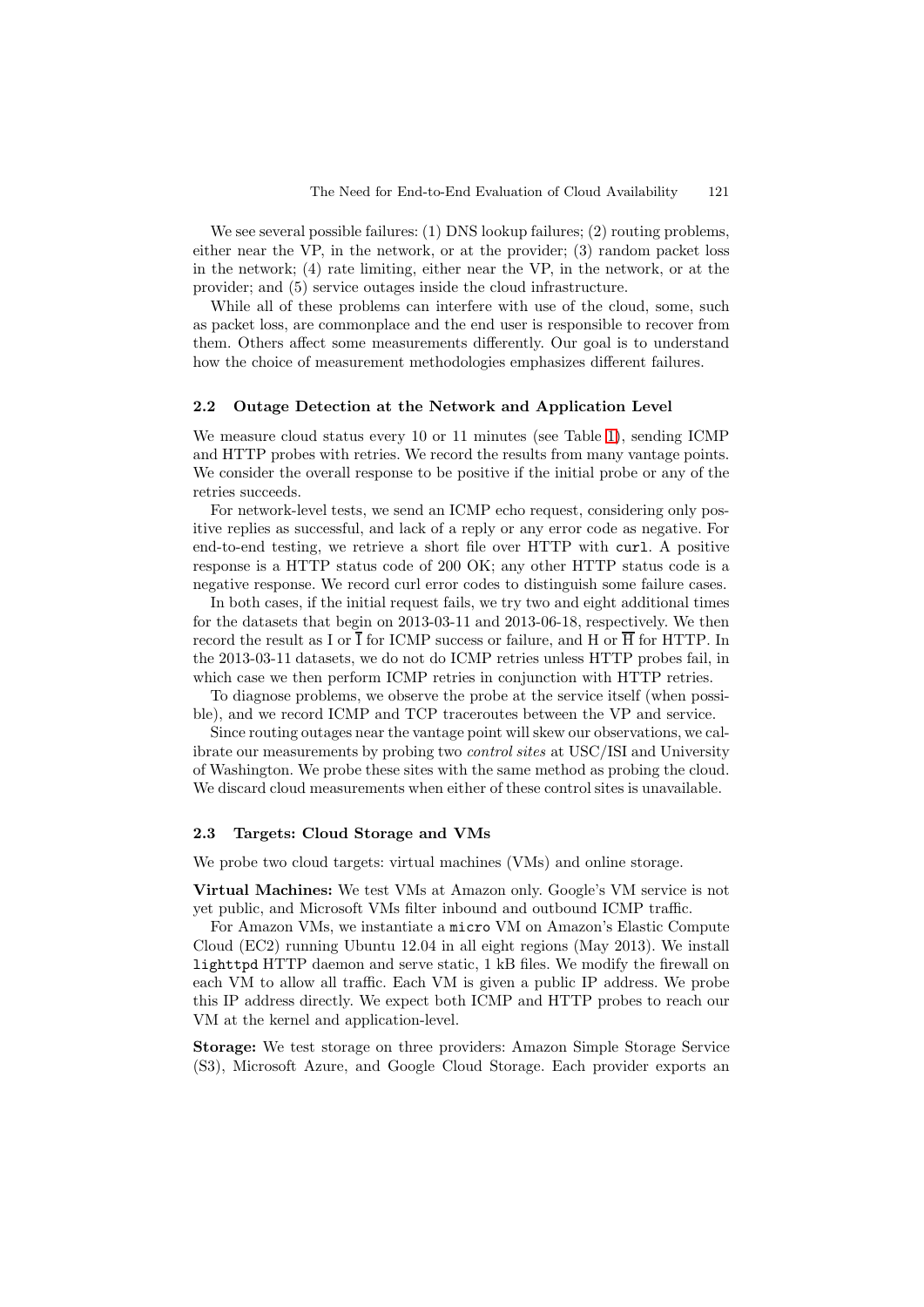We see several possible failures: (1) DNS lookup failures; (2) routing problems, either near the VP, in the network, or at the provider; (3) random packet loss in the network; (4) rate limiting, either near the VP, in the network, or at the provider; and (5) service outages inside the cloud infrastructure.

While all of these problems can interfere with use of the cloud, some, such as packet loss, are commonplace and the end user is responsible to recover from them. Others affect some measurements differently. Our goal is to understand how the choice of measurement methodologies emphasizes different failures.

## 2.2 Outage Detection at the Network and Application Level

We measure cloud status every 10 or 11 minutes (see Table 1), sending ICMP and HTTP probes with retries. We record the results from many vantage points. We consider the overall response to be positive if the initial probe or any of the retries succeeds.

For network-level tests, we send an ICMP echo request, considering only positive replies as successful, and lack of a reply or any error code as negative. For end-to-end testing, we retrieve a short file over HTTP with `curl`. A positive response is a HTTP status code of 200 OK; any other HTTP status code is a negative response. We record curl error codes to distinguish some failure cases.

In both cases, if the initial request fails, we try two and eight additional times for the datasets that begin on 2013-03-11 and 2013-06-18, respectively. We then record the result as I or $\overline{\text{I}}$ for ICMP success or failure, and H or $\overline{\text{H}}$ for HTTP. In the 2013-03-11 datasets, we do not do ICMP retries unless HTTP probes fail, in which case we then perform ICMP retries in conjunction with HTTP retries.

To diagnose problems, we observe the probe at the service itself (when possible), and we record ICMP and TCP traceroutes between the VP and service.

Since routing outages near the vantage point will skew our observations, we calibrate our measurements by probing two *control sites* at USC/ISI and University of Washington. We probe these sites with the same method as probing the cloud. We discard cloud measurements when either of these control sites is unavailable.

## 2.3 Targets: Cloud Storage and VMs

We probe two cloud targets: virtual machines (VMs) and online storage.

**Virtual Machines:** We test VMs at Amazon only. Google's VM service is not yet public, and Microsoft VMs filter inbound and outbound ICMP traffic.

For Amazon VMs, we instantiate a `micro` VM on Amazon's Elastic Compute Cloud (EC2) running Ubuntu 12.04 in all eight regions (May 2013). We install `lighttpd` HTTP daemon and serve static, 1 kB files. We modify the firewall on each VM to allow all traffic. Each VM is given a public IP address. We probe this IP address directly. We expect both ICMP and HTTP probes to reach our VM at the kernel and application-level.

**Storage:** We test storage on three providers: Amazon Simple Storage Service (S3), Microsoft Azure, and Google Cloud Storage. Each provider exports an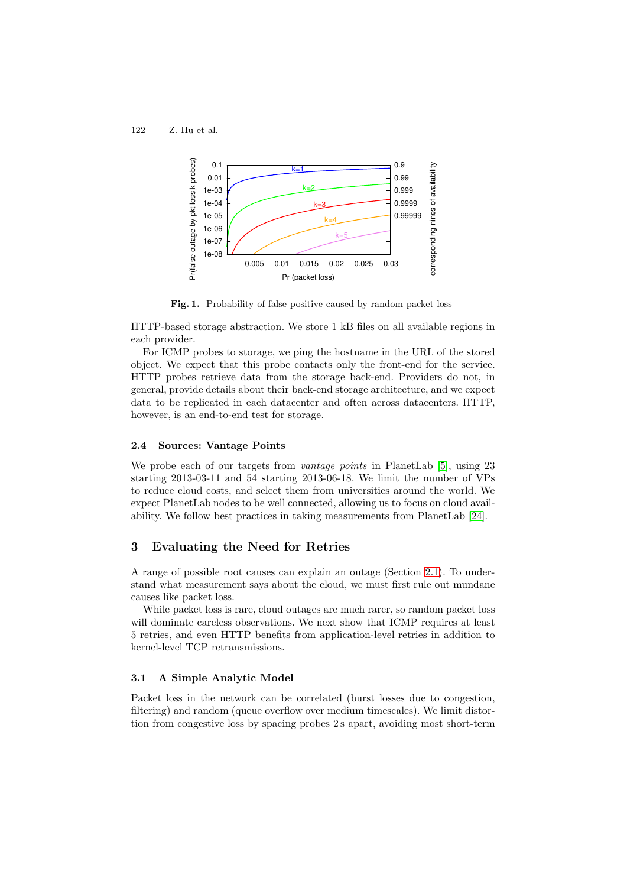**Fig. 1.** Probability of false positive caused by random packet loss

HTTP-based storage abstraction. We store 1 kB files on all available regions in each provider.

For ICMP probes to storage, we ping the hostname in the URL of the stored object. We expect that this probe contacts only the front-end for the service. HTTP probes retrieve data from the storage back-end. Providers do not, in general, provide details about their back-end storage architecture, and we expect data to be replicated in each datacenter and often across datacenters. HTTP, however, is an end-to-end test for storage.

### 2.4 Sources: Vantage Points

We probe each of our targets from *vantage points* in PlanetLab [5], using 23 starting 2013-03-11 and 54 starting 2013-06-18. We limit the number of VPs to reduce cloud costs, and select them from universities around the world. We expect PlanetLab nodes to be well connected, allowing us to focus on cloud availability. We follow best practices in taking measurements from PlanetLab [24].

## 3 Evaluating the Need for Retries

A range of possible root causes can explain an outage (Section 2.1). To understand what measurement says about the cloud, we must first rule out mundane causes like packet loss.

While packet loss is rare, cloud outages are much rarer, so random packet loss will dominate careless observations. We next show that ICMP requires at least 5 retries, and even HTTP benefits from application-level retries in addition to kernel-level TCP retransmissions.

### 3.1 A Simple Analytic Model

Packet loss in the network can be correlated (burst losses due to congestion, filtering) and random (queue overflow over medium timescales). We limit distortion from congestive loss by spacing probes 2 s apart, avoiding most short-term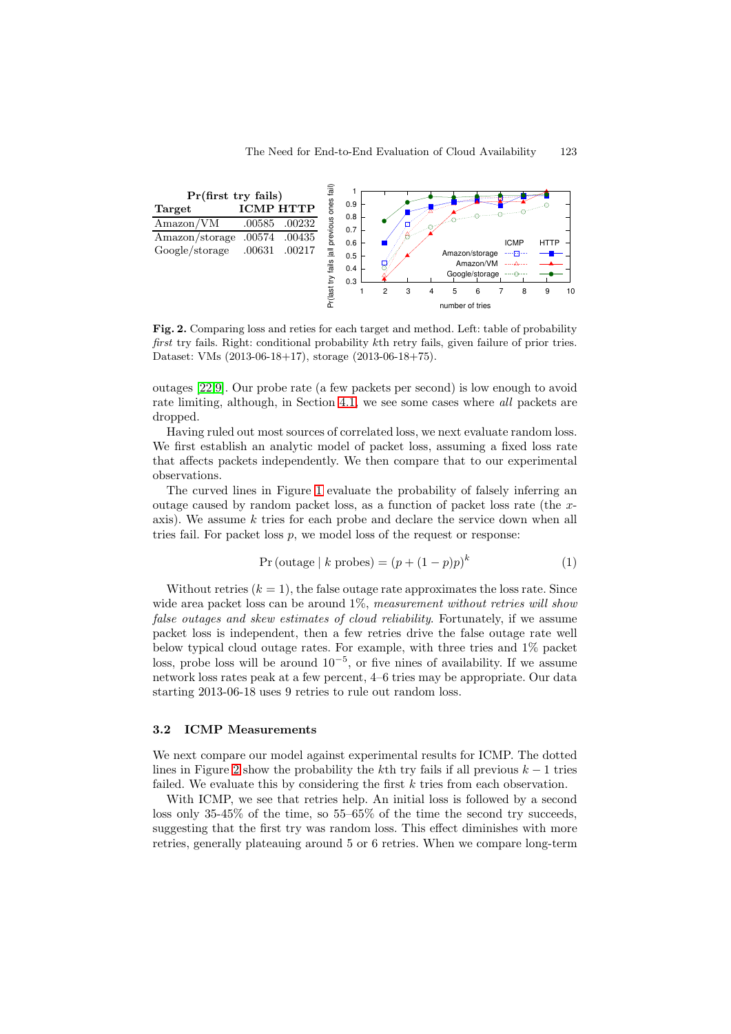| Target | ICMP | HTTP |
|---|---|---|
| | Pr(first try fails) | |
| Amazon/VM | .00585 | .00232 |
| Amazon/storage | .00574 | .00435 |
| Google/storage | .00631 | .00217 |

**Fig. 2.** Comparing loss and reties for each target and method. Left: table of probability *first* try fails. Right: conditional probability $k$th retry fails, given failure of prior tries. Dataset: VMs (2013-06-18+17), storage (2013-06-18+75).

outages [22,9]. Our probe rate (a few packets per second) is low enough to avoid rate limiting, although, in Section 4.1, we see some cases where *all* packets are dropped.

Having ruled out most sources of correlated loss, we next evaluate random loss. We first establish an analytic model of packet loss, assuming a fixed loss rate that affects packets independently. We then compare that to our experimental observations.

The curved lines in Figure 1 evaluate the probability of falsely inferring an outage caused by random packet loss, as a function of packet loss rate (the $x$-axis). We assume $k$ tries for each probe and declare the service down when all tries fail. For packet loss $p$, we model loss of the request or response:

$$\Pr\left(\text{outage} \mid k \text{ probes}\right) = \left(p + (1-p)p\right)^k \tag{1}$$

Without retries ($k = 1$), the false outage rate approximates the loss rate. Since wide area packet loss can be around 1%, *measurement without retries will show false outages and skew estimates of cloud reliability*. Fortunately, if we assume packet loss is independent, then a few retries drive the false outage rate well below typical cloud outage rates. For example, with three tries and 1% packet loss, probe loss will be around $10^{-5}$, or five nines of availability. If we assume network loss rates peak at a few percent, 4–6 tries may be appropriate. Our data starting 2013-06-18 uses 9 retries to rule out random loss.

### 3.2 ICMP Measurements

We next compare our model against experimental results for ICMP. The dotted lines in Figure 2 show the probability the $k$th try fails if all previous $k-1$ tries failed. We evaluate this by considering the first $k$ tries from each observation.

With ICMP, we see that retries help. An initial loss is followed by a second loss only 35-45% of the time, so 55–65% of the time the second try succeeds, suggesting that the first try was random loss. This effect diminishes with more retries, generally plateauing around 5 or 6 retries. When we compare long-term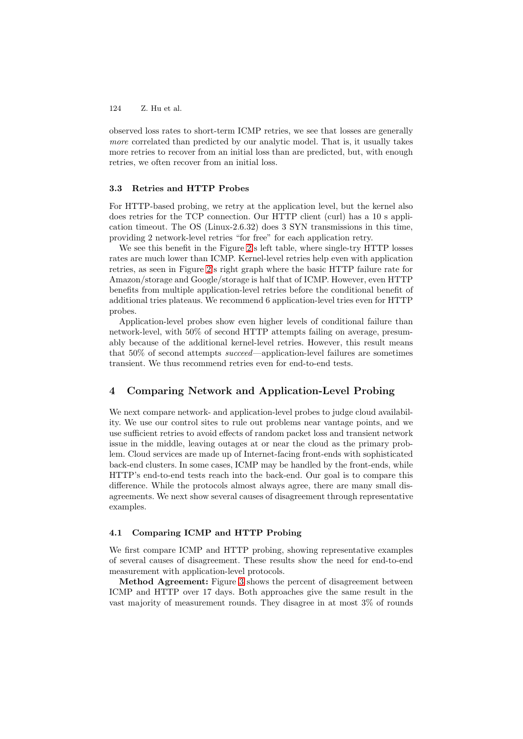observed loss rates to short-term ICMP retries, we see that losses are generally *more* correlated than predicted by our analytic model. That is, it usually takes more retries to recover from an initial loss than are predicted, but, with enough retries, we often recover from an initial loss.

### 3.3 Retries and HTTP Probes

For HTTP-based probing, we retry at the application level, but the kernel also does retries for the TCP connection. Our HTTP client (curl) has a 10 s application timeout. The OS (Linux-2.6.32) does 3 SYN transmissions in this time, providing 2 network-level retries "for free" for each application retry.

We see this benefit in the Figure 2's left table, where single-try HTTP losses rates are much lower than ICMP. Kernel-level retries help even with application retries, as seen in Figure 2's right graph where the basic HTTP failure rate for Amazon/storage and Google/storage is half that of ICMP. However, even HTTP benefits from multiple application-level retries before the conditional benefit of additional tries plateaus. We recommend 6 application-level tries even for HTTP probes.

Application-level probes show even higher levels of conditional failure than network-level, with 50% of second HTTP attempts failing on average, presumably because of the additional kernel-level retries. However, this result means that 50% of second attempts *succeed*—application-level failures are sometimes transient. We thus recommend retries even for end-to-end tests.

## 4 Comparing Network and Application-Level Probing

We next compare network- and application-level probes to judge cloud availability. We use our control sites to rule out problems near vantage points, and we use sufficient retries to avoid effects of random packet loss and transient network issue in the middle, leaving outages at or near the cloud as the primary problem. Cloud services are made up of Internet-facing front-ends with sophisticated back-end clusters. In some cases, ICMP may be handled by the front-ends, while HTTP's end-to-end tests reach into the back-end. Our goal is to compare this difference. While the protocols almost always agree, there are many small disagreements. We next show several causes of disagreement through representative examples.

### 4.1 Comparing ICMP and HTTP Probing

We first compare ICMP and HTTP probing, showing representative examples of several causes of disagreement. These results show the need for end-to-end measurement with application-level protocols.

**Method Agreement:** Figure 3 shows the percent of disagreement between ICMP and HTTP over 17 days. Both approaches give the same result in the vast majority of measurement rounds. They disagree in at most 3% of rounds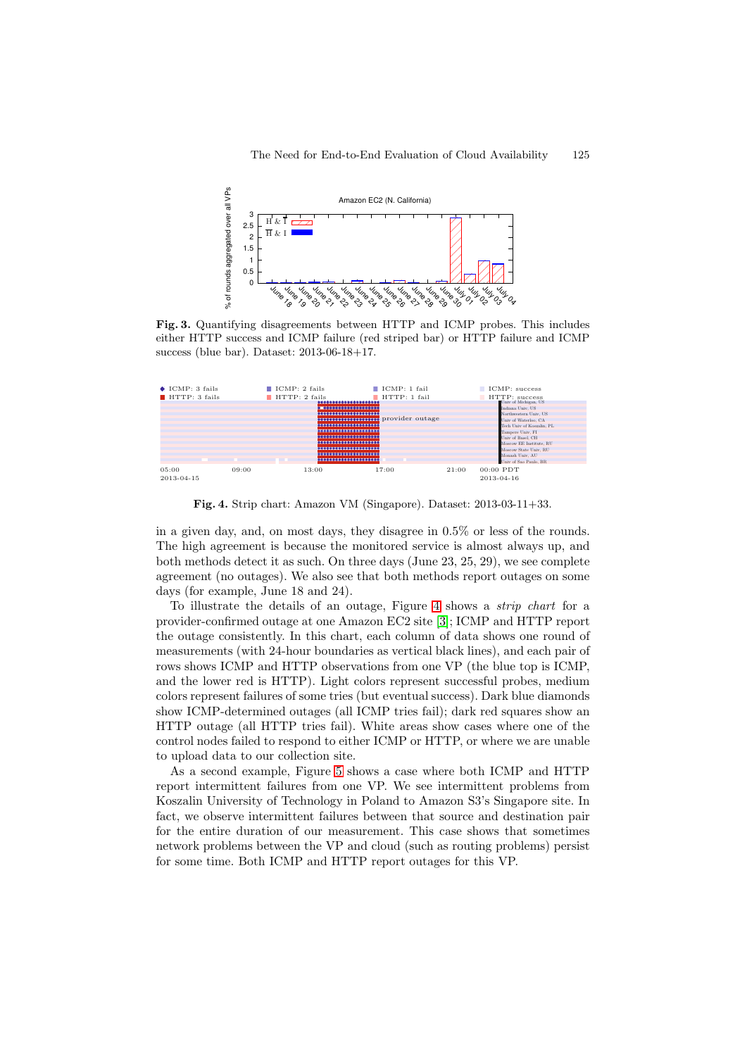**Fig. 3.** Quantifying disagreements between HTTP and ICMP probes. This includes either HTTP success and ICMP failure (red striped bar) or HTTP failure and ICMP success (blue bar). Dataset: 2013-06-18+17.

**Fig. 4.** Strip chart: Amazon VM (Singapore). Dataset: 2013-03-11+33.

in a given day, and, on most days, they disagree in 0.5% or less of the rounds. The high agreement is because the monitored service is almost always up, and both methods detect it as such. On three days (June 23, 25, 29), we see complete agreement (no outages). We also see that both methods report outages on some days (for example, June 18 and 24).

To illustrate the details of an outage, Figure 4 shows a *strip chart* for a provider-confirmed outage at one Amazon EC2 site [3]; ICMP and HTTP report the outage consistently. In this chart, each column of data shows one round of measurements (with 24-hour boundaries as vertical black lines), and each pair of rows shows ICMP and HTTP observations from one VP (the blue top is ICMP, and the lower red is HTTP). Light colors represent successful probes, medium colors represent failures of some tries (but eventual success). Dark blue diamonds show ICMP-determined outages (all ICMP tries fail); dark red squares show an HTTP outage (all HTTP tries fail). White areas show cases where one of the control nodes failed to respond to either ICMP or HTTP, or where we are unable to upload data to our collection site.

As a second example, Figure 5 shows a case where both ICMP and HTTP report intermittent failures from one VP. We see intermittent problems from Koszalin University of Technology in Poland to Amazon S3's Singapore site. In fact, we observe intermittent failures between that source and destination pair for the entire duration of our measurement. This case shows that sometimes network problems between the VP and cloud (such as routing problems) persist for some time. Both ICMP and HTTP report outages for this VP.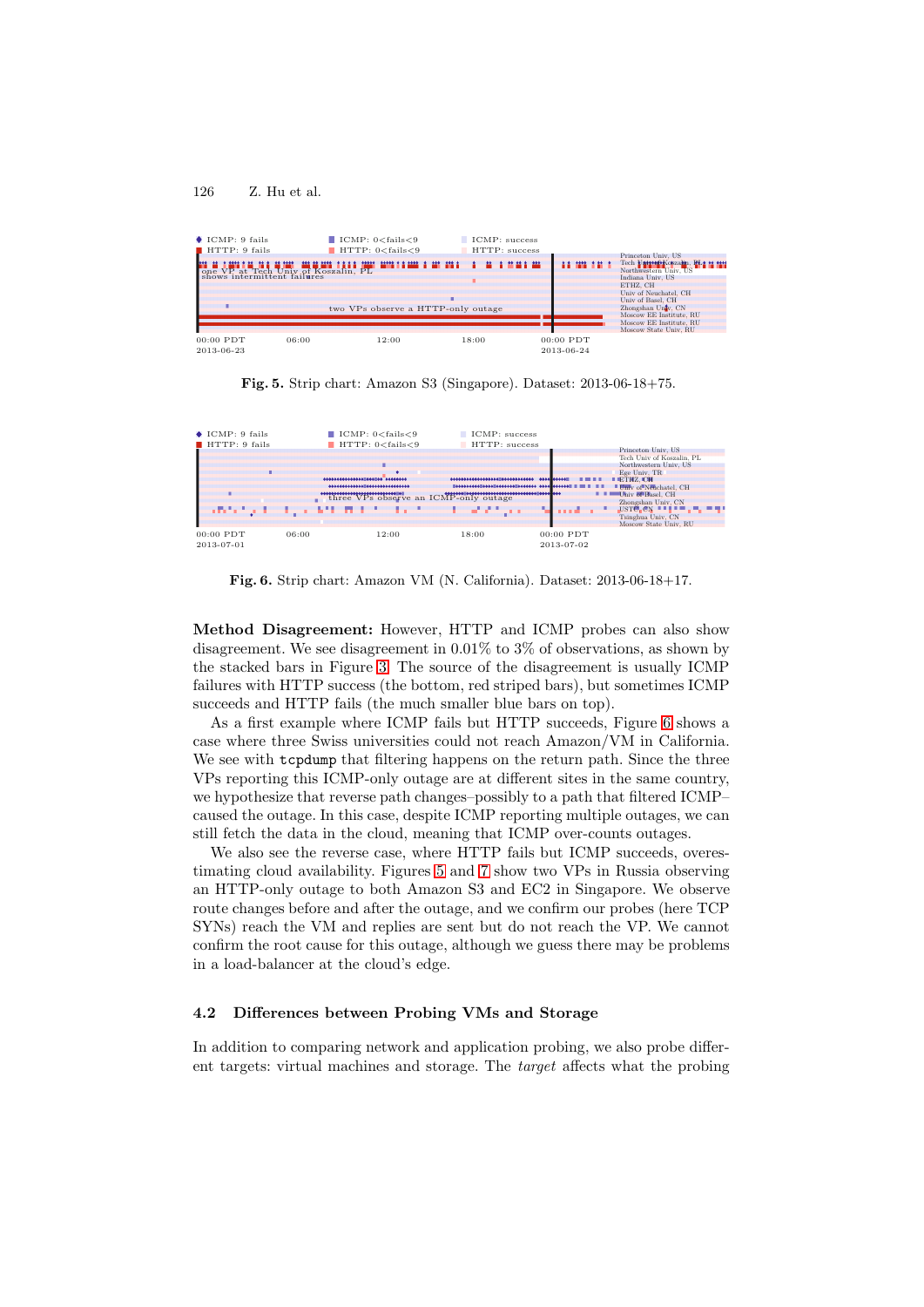Fig. 5. Strip chart: Amazon S3 (Singapore). Dataset: 2013-06-18+75.

Fig. 6. Strip chart: Amazon VM (N. California). Dataset: 2013-06-18+17.

**Method Disagreement:** However, HTTP and ICMP probes can also show disagreement. We see disagreement in 0.01% to 3% of observations, as shown by the stacked bars in Figure 3. The source of the disagreement is usually ICMP failures with HTTP success (the bottom, red striped bars), but sometimes ICMP succeeds and HTTP fails (the much smaller blue bars on top).

As a first example where ICMP fails but HTTP succeeds, Figure 6 shows a case where three Swiss universities could not reach Amazon/VM in California. We see with `tcpdump` that filtering happens on the return path. Since the three VPs reporting this ICMP-only outage are at different sites in the same country, we hypothesize that reverse path changes–possibly to a path that filtered ICMP–caused the outage. In this case, despite ICMP reporting multiple outages, we can still fetch the data in the cloud, meaning that ICMP over-counts outages.

We also see the reverse case, where HTTP fails but ICMP succeeds, overestimating cloud availability. Figures 5 and 7 show two VPs in Russia observing an HTTP-only outage to both Amazon S3 and EC2 in Singapore. We observe route changes before and after the outage, and we confirm our probes (here TCP SYNs) reach the VM and replies are sent but do not reach the VP. We cannot confirm the root cause for this outage, although we guess there may be problems in a load-balancer at the cloud's edge.

### 4.2 Differences between Probing VMs and Storage

In addition to comparing network and application probing, we also probe different targets: virtual machines and storage. The *target* affects what the probing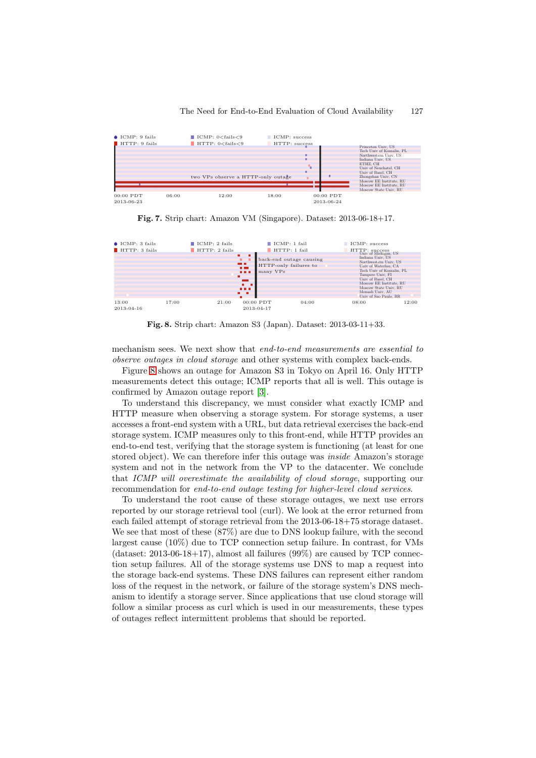**Fig. 7.** Strip chart: Amazon VM (Singapore). Dataset: 2013-06-18+17.

**Fig. 8.** Strip chart: Amazon S3 (Japan). Dataset: 2013-03-11+33.

mechanism sees. We next show that *end-to-end measurements are essential to observe outages in cloud storage* and other systems with complex back-ends.

Figure 8 shows an outage for Amazon S3 in Tokyo on April 16. Only HTTP measurements detect this outage; ICMP reports that all is well. This outage is confirmed by Amazon outage report [3].

To understand this discrepancy, we must consider what exactly ICMP and HTTP measure when observing a storage system. For storage systems, a user accesses a front-end system with a URL, but data retrieval exercises the back-end storage system. ICMP measures only to this front-end, while HTTP provides an end-to-end test, verifying that the storage system is functioning (at least for one stored object). We can therefore infer this outage was *inside* Amazon's storage system and not in the network from the VP to the datacenter. We conclude that *ICMP will overestimate the availability of cloud storage*, supporting our recommendation for *end-to-end outage testing for higher-level cloud services*.

To understand the root cause of these storage outages, we next use errors reported by our storage retrieval tool (curl). We look at the error returned from each failed attempt of storage retrieval from the 2013-06-18+75 storage dataset. We see that most of these (87%) are due to DNS lookup failure, with the second largest cause (10%) due to TCP connection setup failure. In contrast, for VMs (dataset: 2013-06-18+17), almost all failures (99%) are caused by TCP connection setup failures. All of the storage systems use DNS to map a request into the storage back-end systems. These DNS failures can represent either random loss of the request in the network, or failure of the storage system's DNS mechanism to identify a storage server. Since applications that use cloud storage will follow a similar process as curl which is used in our measurements, these types of outages reflect intermittent problems that should be reported.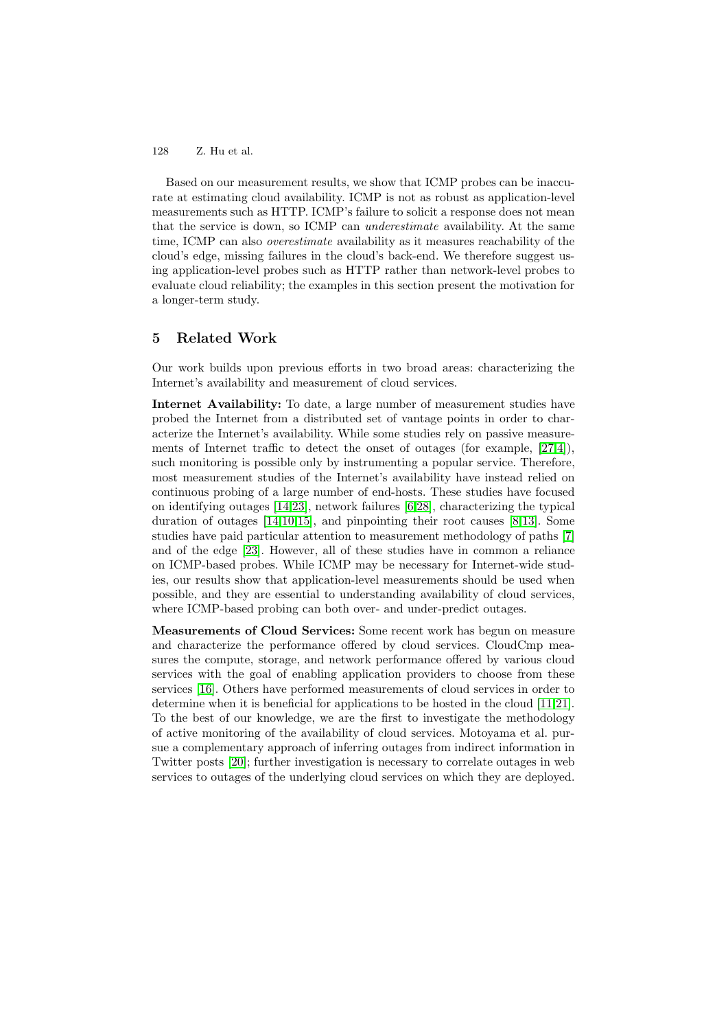Based on our measurement results, we show that ICMP probes can be inaccurate at estimating cloud availability. ICMP is not as robust as application-level measurements such as HTTP. ICMP's failure to solicit a response does not mean that the service is down, so ICMP can *underestimate* availability. At the same time, ICMP can also *overestimate* availability as it measures reachability of the cloud's edge, missing failures in the cloud's back-end. We therefore suggest using application-level probes such as HTTP rather than network-level probes to evaluate cloud reliability; the examples in this section present the motivation for a longer-term study.

## 5 Related Work

Our work builds upon previous efforts in two broad areas: characterizing the Internet's availability and measurement of cloud services.

**Internet Availability:** To date, a large number of measurement studies have probed the Internet from a distributed set of vantage points in order to characterize the Internet's availability. While some studies rely on passive measurements of Internet traffic to detect the onset of outages (for example, [27,4]), such monitoring is possible only by instrumenting a popular service. Therefore, most measurement studies of the Internet's availability have instead relied on continuous probing of a large number of end-hosts. These studies have focused on identifying outages [14,23], network failures [6,28], characterizing the typical duration of outages [14,10,15], and pinpointing their root causes [8,13]. Some studies have paid particular attention to measurement methodology of paths [7] and of the edge [23]. However, all of these studies have in common a reliance on ICMP-based probes. While ICMP may be necessary for Internet-wide studies, our results show that application-level measurements should be used when possible, and they are essential to understanding availability of cloud services, where ICMP-based probing can both over- and under-predict outages.

**Measurements of Cloud Services:** Some recent work has begun on measure and characterize the performance offered by cloud services. CloudCmp measures the compute, storage, and network performance offered by various cloud services with the goal of enabling application providers to choose from these services [16]. Others have performed measurements of cloud services in order to determine when it is beneficial for applications to be hosted in the cloud [11,21]. To the best of our knowledge, we are the first to investigate the methodology of active monitoring of the availability of cloud services. Motoyama et al. pursue a complementary approach of inferring outages from indirect information in Twitter posts [20]; further investigation is necessary to correlate outages in web services to outages of the underlying cloud services on which they are deployed.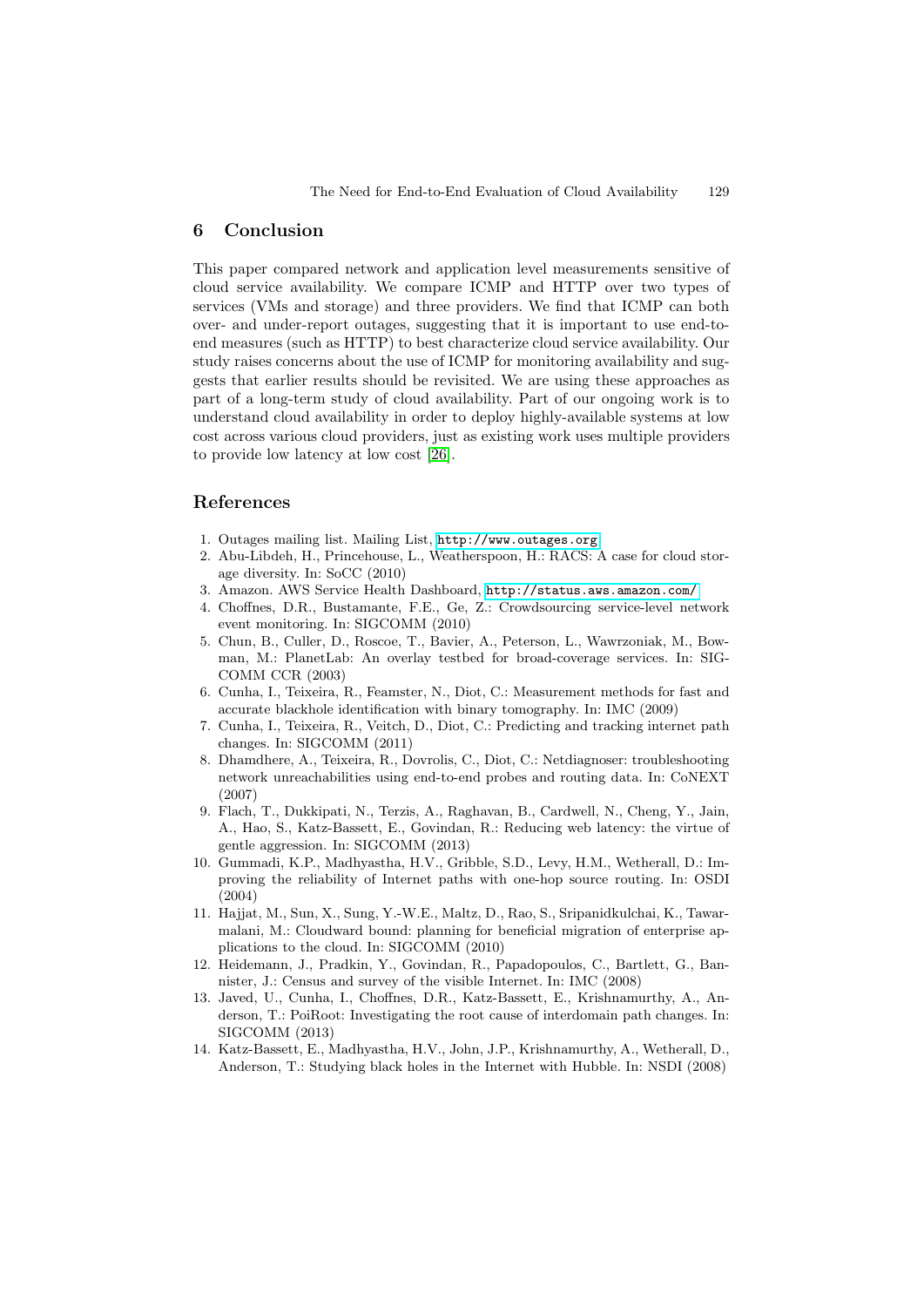## 6 Conclusion

This paper compared network and application level measurements sensitive of cloud service availability. We compare ICMP and HTTP over two types of services (VMs and storage) and three providers. We find that ICMP can both over- and under-report outages, suggesting that it is important to use end-to-end measures (such as HTTP) to best characterize cloud service availability. Our study raises concerns about the use of ICMP for monitoring availability and suggests that earlier results should be revisited. We are using these approaches as part of a long-term study of cloud availability. Part of our ongoing work is to understand cloud availability in order to deploy highly-available systems at low cost across various cloud providers, just as existing work uses multiple providers to provide low latency at low cost [26].

## References

1. Outages mailing list. Mailing List, http://www.outages.org
2. Abu-Libdeh, H., Princehouse, L., Weatherspoon, H.: RACS: A case for cloud storage diversity. In: SoCC (2010)
3. Amazon. AWS Service Health Dashboard, http://status.aws.amazon.com/
4. Choffnes, D.R., Bustamante, F.E., Ge, Z.: Crowdsourcing service-level network event monitoring. In: SIGCOMM (2010)
5. Chun, B., Culler, D., Roscoe, T., Bavier, A., Peterson, L., Wawrzoniak, M., Bowman, M.: PlanetLab: An overlay testbed for broad-coverage services. In: SIGCOMM CCR (2003)
6. Cunha, I., Teixeira, R., Feamster, N., Diot, C.: Measurement methods for fast and accurate blackhole identification with binary tomography. In: IMC (2009)
7. Cunha, I., Teixeira, R., Veitch, D., Diot, C.: Predicting and tracking internet path changes. In: SIGCOMM (2011)
8. Dhamdhere, A., Teixeira, R., Dovrolis, C., Diot, C.: Netdiagnoser: troubleshooting network unreachabilities using end-to-end probes and routing data. In: CoNEXT (2007)
9. Flach, T., Dukkipati, N., Terzis, A., Raghavan, B., Cardwell, N., Cheng, Y., Jain, A., Hao, S., Katz-Bassett, E., Govindan, R.: Reducing web latency: the virtue of gentle aggression. In: SIGCOMM (2013)
10. Gummadi, K.P., Madhyastha, H.V., Gribble, S.D., Levy, H.M., Wetherall, D.: Improving the reliability of Internet paths with one-hop source routing. In: OSDI (2004)
11. Hajjat, M., Sun, X., Sung, Y.-W.E., Maltz, D., Rao, S., Sripanidkulchai, K., Tawarmalani, M.: Cloudward bound: planning for beneficial migration of enterprise applications to the cloud. In: SIGCOMM (2010)
12. Heidemann, J., Pradkin, Y., Govindan, R., Papadopoulos, C., Bartlett, G., Bannister, J.: Census and survey of the visible Internet. In: IMC (2008)
13. Javed, U., Cunha, I., Choffnes, D.R., Katz-Bassett, E., Krishnamurthy, A., Anderson, T.: PoiRoot: Investigating the root cause of interdomain path changes. In: SIGCOMM (2013)
14. Katz-Bassett, E., Madhyastha, H.V., John, J.P., Krishnamurthy, A., Wetherall, D., Anderson, T.: Studying black holes in the Internet with Hubble. In: NSDI (2008)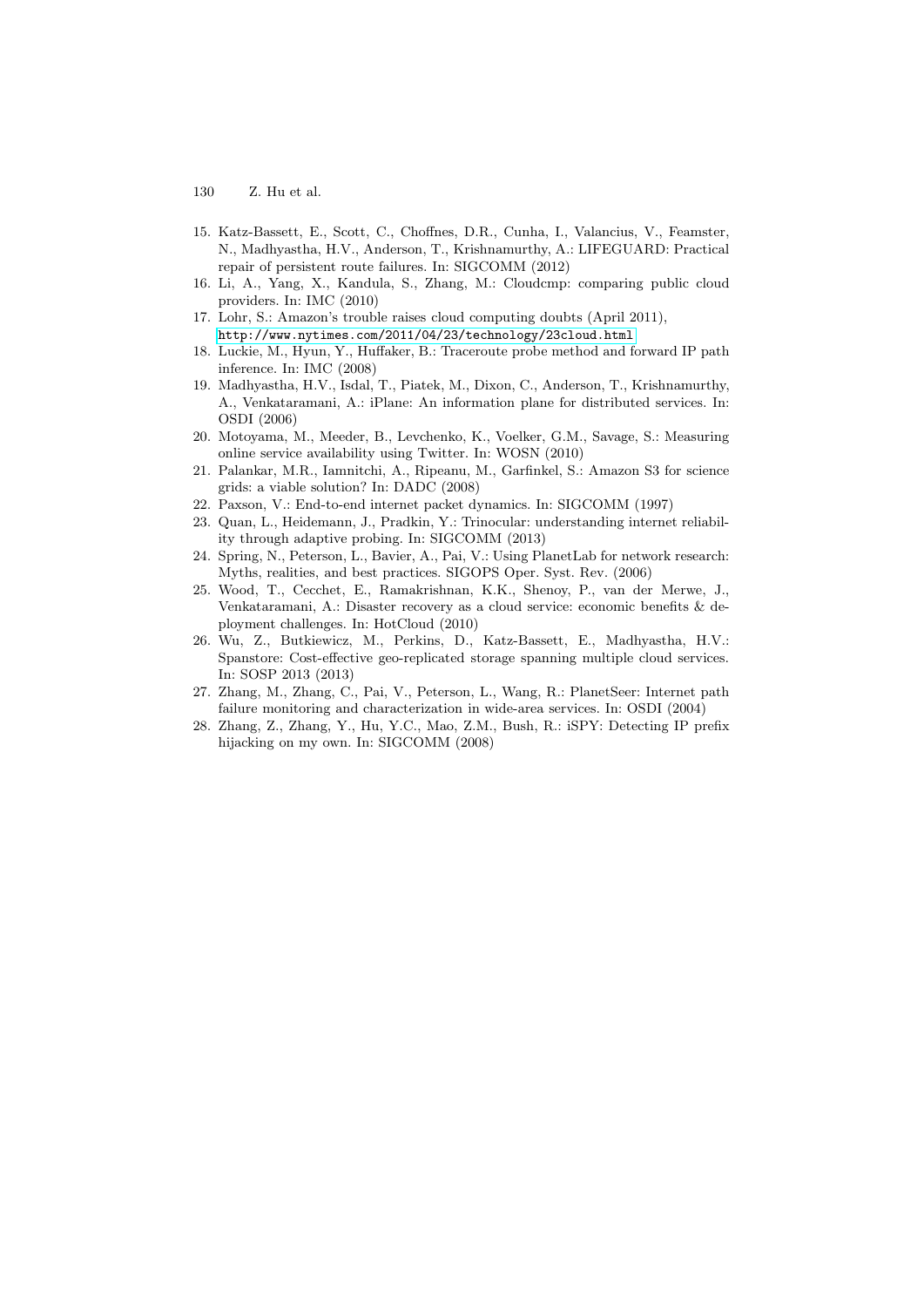15. Katz-Bassett, E., Scott, C., Choffnes, D.R., Cunha, I., Valancius, V., Feamster, N., Madhyastha, H.V., Anderson, T., Krishnamurthy, A.: LIFEGUARD: Practical repair of persistent route failures. In: SIGCOMM (2012)
16. Li, A., Yang, X., Kandula, S., Zhang, M.: Cloudcmp: comparing public cloud providers. In: IMC (2010)
17. Lohr, S.: Amazon's trouble raises cloud computing doubts (April 2011), http://www.nytimes.com/2011/04/23/technology/23cloud.html
18. Luckie, M., Hyun, Y., Huffaker, B.: Traceroute probe method and forward IP path inference. In: IMC (2008)
19. Madhyastha, H.V., Isdal, T., Piatek, M., Dixon, C., Anderson, T., Krishnamurthy, A., Venkataramani, A.: iPlane: An information plane for distributed services. In: OSDI (2006)
20. Motoyama, M., Meeder, B., Levchenko, K., Voelker, G.M., Savage, S.: Measuring online service availability using Twitter. In: WOSN (2010)
21. Palankar, M.R., Iamnitchi, A., Ripeanu, M., Garfinkel, S.: Amazon S3 for science grids: a viable solution? In: DADC (2008)
22. Paxson, V.: End-to-end internet packet dynamics. In: SIGCOMM (1997)
23. Quan, L., Heidemann, J., Pradkin, Y.: Trinocular: understanding internet reliability through adaptive probing. In: SIGCOMM (2013)
24. Spring, N., Peterson, L., Bavier, A., Pai, V.: Using PlanetLab for network research: Myths, realities, and best practices. SIGOPS Oper. Syst. Rev. (2006)
25. Wood, T., Cecchet, E., Ramakrishnan, K.K., Shenoy, P., van der Merwe, J., Venkataramani, A.: Disaster recovery as a cloud service: economic benefits & deployment challenges. In: HotCloud (2010)
26. Wu, Z., Butkiewicz, M., Perkins, D., Katz-Bassett, E., Madhyastha, H.V.: Spanstore: Cost-effective geo-replicated storage spanning multiple cloud services. In: SOSP 2013 (2013)
27. Zhang, M., Zhang, C., Pai, V., Peterson, L., Wang, R.: PlanetSeer: Internet path failure monitoring and characterization in wide-area services. In: OSDI (2004)
28. Zhang, Z., Zhang, Y., Hu, Y.C., Mao, Z.M., Bush, R.: iSPY: Detecting IP prefix hijacking on my own. In: SIGCOMM (2008)